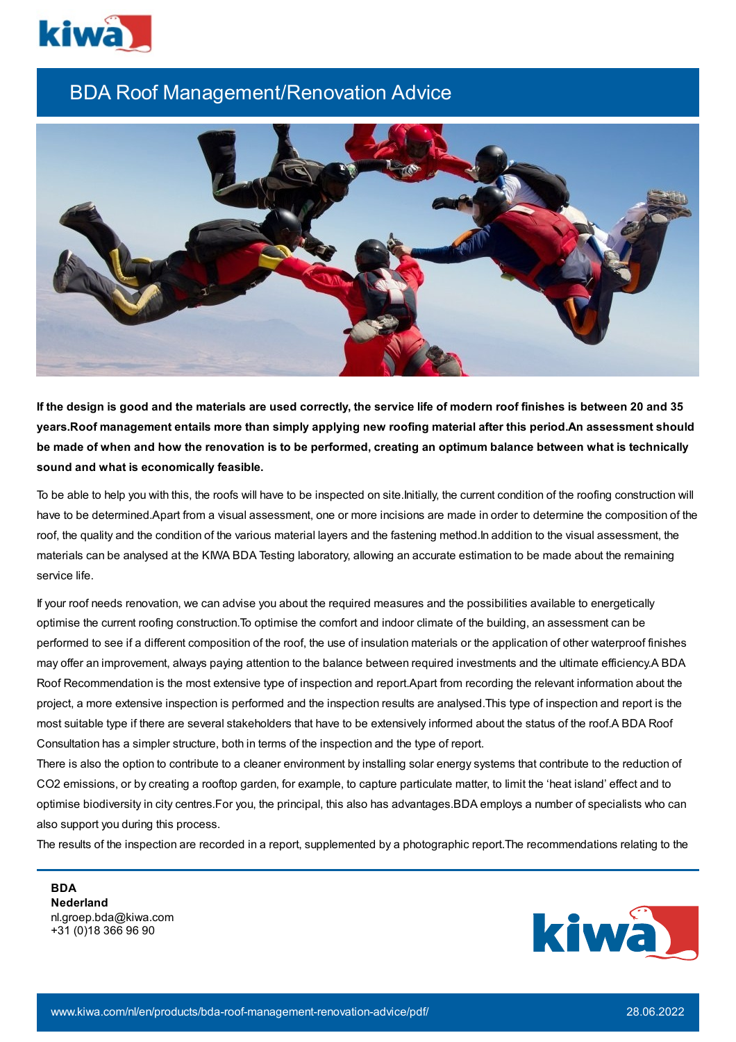# BDA Roof Management/Renovation Advice

**If the design is good and the materials are used correctly, the service life of modern roof finishes is between 20 and 35 years.Roof management entails more than simply applying new roofing material after this period.An assessment should be made of when and how the renovation is to be performed, creating an optimum balance between what is technically sound and what is economically feasible.**

To be able to help you with this, the roofs will have to be inspected on site.Initially, the current condition of the roofing construction will have to be determined.Apart from a visual assessment, one or more incisions are made in order to determine the composition of the roof, the quality and the condition of the various material layers and the fastening method.In addition to the visual assessment, the materials can be analysed at the KIWA BDA Testing laboratory, allowing an accurate estimation to be made about the remaining service life.

If your roof needs renovation, we can advise you about the required measures and the possibilities available to energetically optimise the current roofing construction.To optimise the comfort and indoor climate of the building, an assessment can be performed to see if a different composition of the roof, the use of insulation materials or the application of other waterproof finishes may offer an improvement, always paying attention to the balance between required investments and the ultimate efficiency.A BDA Roof Recommendation is the most extensive type of inspection and report.Apart from recording the relevant information about the project, a more extensive inspection is performed and the inspection results are analysed.This type of inspection and report is the most suitable type if there are several stakeholders that have to be extensively informed about the status of the roof.A BDA Roof Consultation has a simpler structure, both in terms of the inspection and the type of report.
There is also the option to contribute to a cleaner environment by installing solar energy systems that contribute to the reduction of $CO_2$ emissions, or by creating a rooftop garden, for example, to capture particulate matter, to limit the ‘heat island’ effect and to optimise biodiversity in city centres.For you, the principal, this also has advantages.BDA employs a number of specialists who can also support you during this process.
The results of the inspection are recorded in a report, supplemented by a photographic report.The recommendations relating to the

**BDA**
**Nederland**
nl.groep.bda@kiwa.com
+31 (0)18 366 96 90

www.kiwa.com/nl/en/products/bda-roof-management-renovation-advice/pdf/ 28.06.2022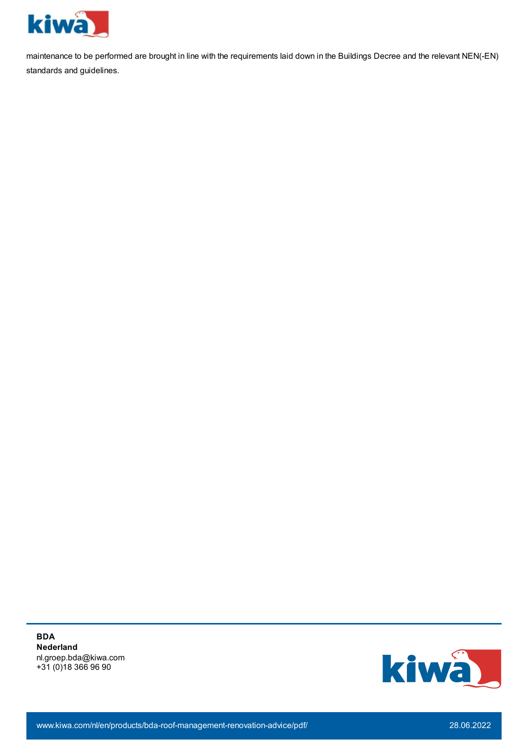maintenance to be performed are brought in line with the requirements laid down in the Buildings Decree and the relevant NEN(-EN) standards and guidelines.

**BDA**
**Nederland**
nl.groep.bda@kiwa.com
+31 (0)18 366 96 90